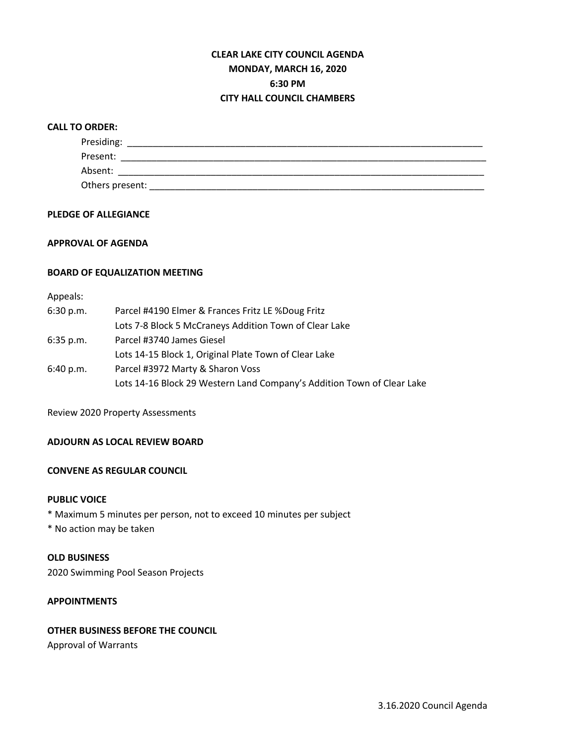# CLEAR LAKE CITY COUNCIL AGENDA
## MONDAY, MARCH 16, 2020
## 6:30 PM
## CITY HALL COUNCIL CHAMBERS

**CALL TO ORDER:**

Presiding: ______________________________________________________________________

Present: ________________________________________________________________________

Absent: _________________________________________________________________________

Others present: __________________________________________________________________

**PLEDGE OF ALLEGIANCE**

**APPROVAL OF AGENDA**

**BOARD OF EQUALIZATION MEETING**

Appeals:

6:30 p.m. Parcel #4190 Elmer & Frances Fritz LE %Doug Fritz
Lots 7-8 Block 5 McCraneys Addition Town of Clear Lake

6:35 p.m. Parcel #3740 James Giesel
Lots 14-15 Block 1, Original Plate Town of Clear Lake

6:40 p.m. Parcel #3972 Marty & Sharon Voss
Lots 14-16 Block 29 Western Land Company's Addition Town of Clear Lake

Review 2020 Property Assessments

**ADJOURN AS LOCAL REVIEW BOARD**

**CONVENE AS REGULAR COUNCIL**

**PUBLIC VOICE**

* Maximum 5 minutes per person, not to exceed 10 minutes per subject
* No action may be taken

**OLD BUSINESS**

2020 Swimming Pool Season Projects

**APPOINTMENTS**

**OTHER BUSINESS BEFORE THE COUNCIL**

Approval of Warrants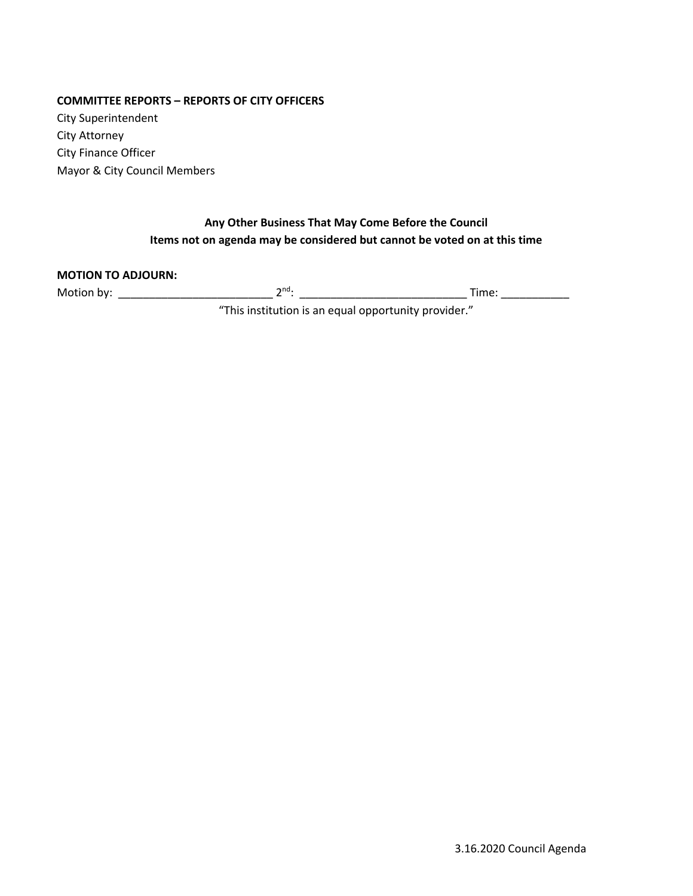**COMMITTEE REPORTS – REPORTS OF CITY OFFICERS**

City Superintendent
City Attorney
City Finance Officer
Mayor & City Council Members

**Any Other Business That May Come Before the Council**
**Items not on agenda may be considered but cannot be voted on at this time**

**MOTION TO ADJOURN:**

Motion by: ________________________ 2nd: __________________________ Time: ___________

"This institution is an equal opportunity provider."